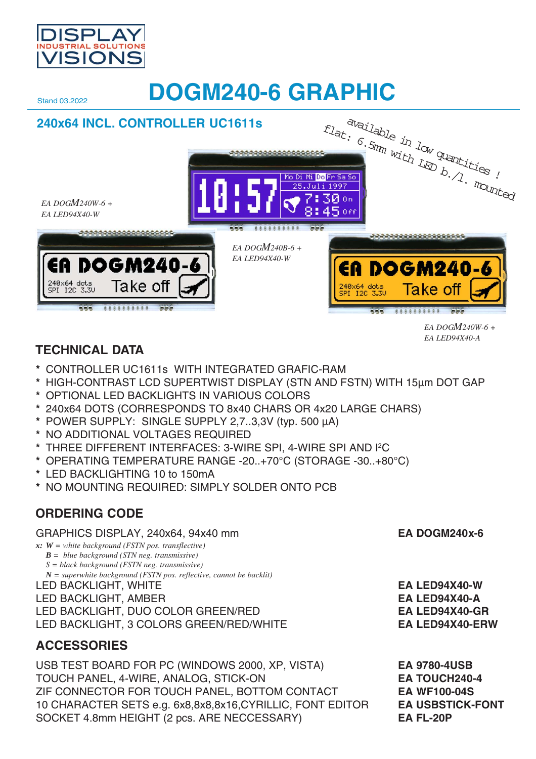DISPLAY INDUSTRIAL SOLUTIONS VISIONS

Stand 03.2022

# DOGM240-6 GRAPHIC

## 240x64 INCL. CONTROLLER UC1611s

available in low quantities ! flat: 6.5mm with LED b./l. mounted

*EA DOGM240W-6 + EA LED94X40-W*

*EA DOGM240B-6 + EA LED94X40-W*

*EA DOGM240W-6 + EA LED94X40-A*

## TECHNICAL DATA

* CONTROLLER UC1611s WITH INTEGRATED GRAFIC-RAM
* HIGH-CONTRAST LCD SUPERTWIST DISPLAY (STN AND FSTN) WITH 15µm DOT GAP
* OPTIONAL LED BACKLIGHTS IN VARIOUS COLORS
* 240x64 DOTS (CORRESPONDS TO 8x40 CHARS OR 4x20 LARGE CHARS)
* POWER SUPPLY: SINGLE SUPPLY 2,7..3,3V (typ. 500 µA)
* NO ADDITIONAL VOLTAGES REQUIRED
* THREE DIFFERENT INTERFACES: 3-WIRE SPI, 4-WIRE SPI AND I²C
* OPERATING TEMPERATURE RANGE -20..+70°C (STORAGE -30..+80°C)
* LED BACKLIGHTING 10 to 150mA
* NO MOUNTING REQUIRED: SIMPLY SOLDER ONTO PCB

## ORDERING CODE

| | |
|---|---|
| GRAPHICS DISPLAY, 240x64, 94x40 mm | **EA DOGM240x-6** |
| *x: **W** = white background (FSTN pos. transflective)*<br>*&nbsp;&nbsp;&nbsp;&nbsp;**B** = blue background (STN neg. transmissive)*<br>*&nbsp;&nbsp;&nbsp;&nbsp;S = black background (FSTN neg. transmissive)*<br>*&nbsp;&nbsp;&nbsp;&nbsp;**N** = superwhite background (FSTN pos. reflective, cannot be backlit)* | |
| LED BACKLIGHT, WHITE | **EA LED94X40-W** |
| LED BACKLIGHT, AMBER | **EA LED94X40-A** |
| LED BACKLIGHT, DUO COLOR GREEN/RED | **EA LED94X40-GR** |
| LED BACKLIGHT, 3 COLORS GREEN/RED/WHITE | **EA LED94X40-ERW** |

## ACCESSORIES

| | |
|---|---|
| USB TEST BOARD FOR PC (WINDOWS 2000, XP, VISTA) | **EA 9780-4USB** |
| TOUCH PANEL, 4-WIRE, ANALOG, STICK-ON | **EA TOUCH240-4** |
| ZIF CONNECTOR FOR TOUCH PANEL, BOTTOM CONTACT | **EA WF100-04S** |
| 10 CHARACTER SETS e.g. 6x8,8x8,8x16,CYRILLIC, FONT EDITOR | **EA USBSTICK-FONT** |
| SOCKET 4.8mm HEIGHT (2 pcs. ARE NECCESSARY) | **EA FL-20P** |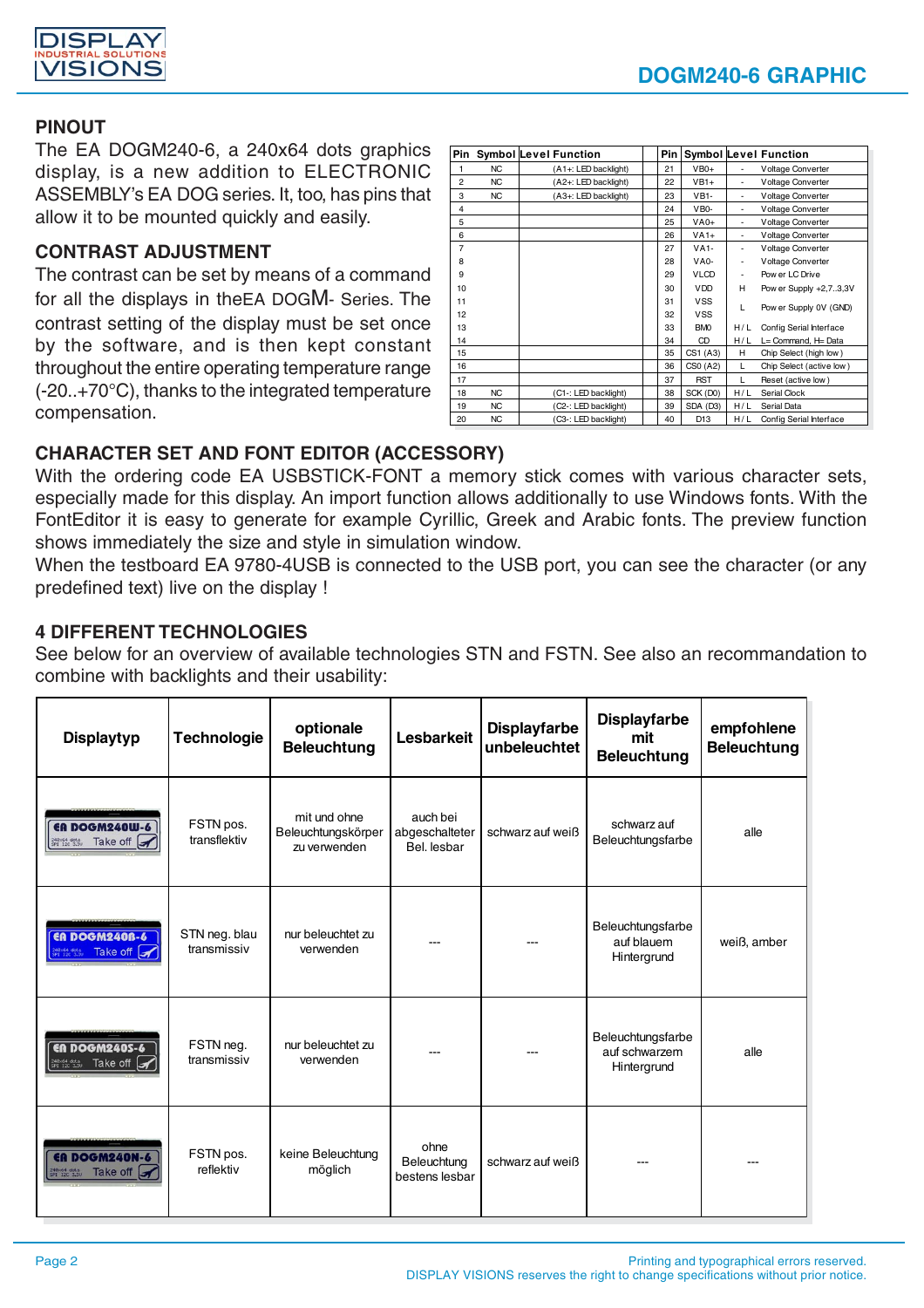## PINOUT

The EA DOGM240-6, a 240x64 dots graphics display, is a new addition to ELECTRONIC ASSEMBLY's EA DOG series. It, too, has pins that allow it to be mounted quickly and easily.

| Pin | Symbol | Level | Function | Pin | Symbol | Level | Function |
|---|---|---|---|---|---|---|---|
| 1 | NC | | (A1+: LED backlight) | 21 | VB0+ | - | Voltage Converter |
| 2 | NC | | (A2+: LED backlight) | 22 | VB1+ | - | Voltage Converter |
| 3 | NC | | (A3+: LED backlight) | 23 | VB1- | - | Voltage Converter |
| 4 | | | | 24 | VB0- | - | Voltage Converter |
| 5 | | | | 25 | VA0+ | - | Voltage Converter |
| 6 | | | | 26 | VA1+ | - | Voltage Converter |
| 7 | | | | 27 | VA1- | - | Voltage Converter |
| 8 | | | | 28 | VA0- | - | Voltage Converter |
| 9 | | | | 29 | VLCD | - | Power LC Drive |
| 10 | | | | 30 | VDD | H | Power Supply +2,7..3,3V |
| 11 | | | | 31 | VSS | L | Power Supply 0V (GND) |
| 12 | | | | 32 | VSS | | |
| 13 | | | | 33 | BM0 | H / L | Config Serial Interface |
| 14 | | | | 34 | CD | H / L | L= Command, H= Data |
| 15 | | | | 35 | CS1 (A3) | H | Chip Select (high low) |
| 16 | | | | 36 | CS0 (A2) | L | Chip Select (active low) |
| 17 | | | | 37 | RST | L | Reset (active low) |
| 18 | NC | | (C1-: LED backlight) | 38 | SCK (D0) | H / L | Serial Clock |
| 19 | NC | | (C2-: LED backlight) | 39 | SDA (D3) | H / L | Serial Data |
| 20 | NC | | (C3-: LED backlight) | 40 | D13 | H / L | Config Serial Interface |

## CONTRAST ADJUSTMENT

The contrast can be set by means of a command for all the displays in theEA DOGM- Series. The contrast setting of the display must be set once by the software, and is then kept constant throughout the entire operating temperature range (-20..+70°C), thanks to the integrated temperature compensation.

## CHARACTER SET AND FONT EDITOR (ACCESSORY)

With the ordering code EA USBSTICK-FONT a memory stick comes with various character sets, especially made for this display. An import function allows additionally to use Windows fonts. With the FontEditor it is easy to generate for example Cyrillic, Greek and Arabic fonts. The preview function shows immediately the size and style in simulation window.

When the testboard EA 9780-4USB is connected to the USB port, you can see the character (or any predefined text) live on the display !

## 4 DIFFERENT TECHNOLOGIES

See below for an overview of available technologies STN and FSTN. See also an recommandation to combine with backlights and their usability:

| Displaytyp | Technologie | optionale Beleuchtung | Lesbarkeit | Displayfarbe unbeleuchtet | Displayfarbe mit Beleuchtung | empfohlene Beleuchtung |
|---|---|---|---|---|---|---|
| EA DOGM240W-6 | FSTN pos. transflektiv | mit und ohne Beleuchtungskörper zu verwenden | auch bei abgeschalteter Bel. lesbar | schwarz auf weiß | schwarz auf Beleuchtungsfarbe | alle |
| EA DOGM240B-6 | STN neg. blau transmissiv | nur beleuchtet zu verwenden | --- | --- | Beleuchtungsfarbe auf blauem Hintergrund | weiß, amber |
| EA DOGM240S-6 | FSTN neg. transmissiv | nur beleuchtet zu verwenden | --- | --- | Beleuchtungsfarbe auf schwarzem Hintergrund | alle |
| EA DOGM240N-6 | FSTN pos. reflektiv | keine Beleuchtung möglich | ohne Beleuchtung bestens lesbar | schwarz auf weiß | --- | --- |

Printing and typographical errors reserved.
DISPLAY VISIONS reserves the right to change specifications without prior notice.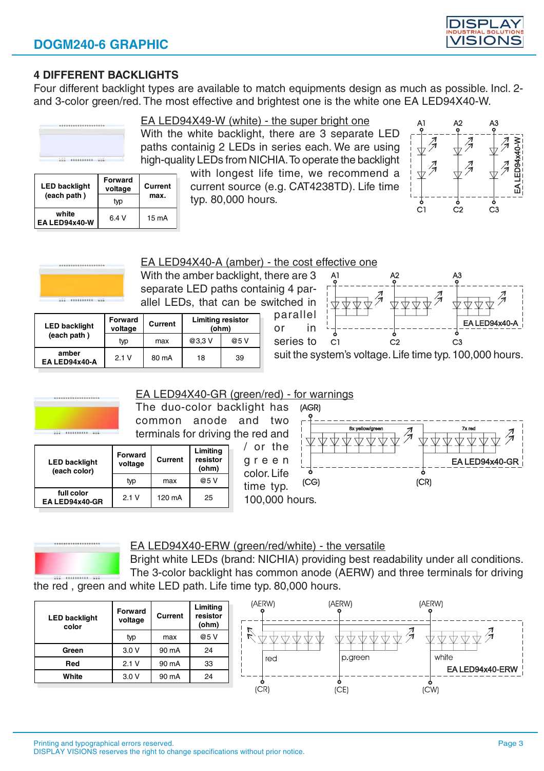## 4 DIFFERENT BACKLIGHTS

Four different backlight types are available to match equipments design as much as possible. Incl. 2- and 3-color green/red. The most effective and brightest one is the white one EA LED94X40-W.

### EA LED94X49-W (white) - the super bright one

With the white backlight, there are 3 separate LED paths containig 2 LEDs in series each. We are using high-quality LEDs from NICHIA. To operate the backlight with longest life time, we recommend a current source (e.g. CAT4238TD). Life time typ. 80,000 hours.

| LED backlight (each path ) | Forward voltage | Current max. |
|---|---|---|
| | typ | |
| white EA LED94x40-W | 6.4 V | 15 mA |

### EA LED94X40-A (amber) - the cost effective one

With the amber backlight, there are 3 separate LED paths containig 4 parallel LEDs, that can be switched in parallel or in series to suit the system's voltage. Life time typ. 100,000 hours.

| LED backlight (each path ) | Forward voltage | Current | Limiting resistor (ohm) | |
|---|---|---|---|---|
| | typ | max | @3,3 V | @5 V |
| amber EA LED94x40-A | 2.1 V | 80 mA | 18 | 39 |

### EA LED94X40-GR (green/red) - for warnings

The duo-color backlight has common anode and two terminals for driving the red and / or the green color. Life time typ. 100,000 hours.

| LED backlight (each color) | Forward voltage | Current | Limiting resistor (ohm) |
|---|---|---|---|
| | typ | max | @5 V |
| full color EA LED94x40-GR | 2.1 V | 120 mA | 25 |

### EA LED94X40-ERW (green/red/white) - the versatile

Bright white LEDs (brand: NICHIA) providing best readability under all conditions. The 3-color backlight has common anode (AERW) and three terminals for driving the red , green and white LED path. Life time typ. 80,000 hours.

| LED backlight color | Forward voltage | Current | Limiting resistor (ohm) |
|---|---|---|---|
| | typ | max | @5 V |
| Green | 3.0 V | 90 mA | 24 |
| Red | 2.1 V | 90 mA | 33 |
| White | 3.0 V | 90 mA | 24 |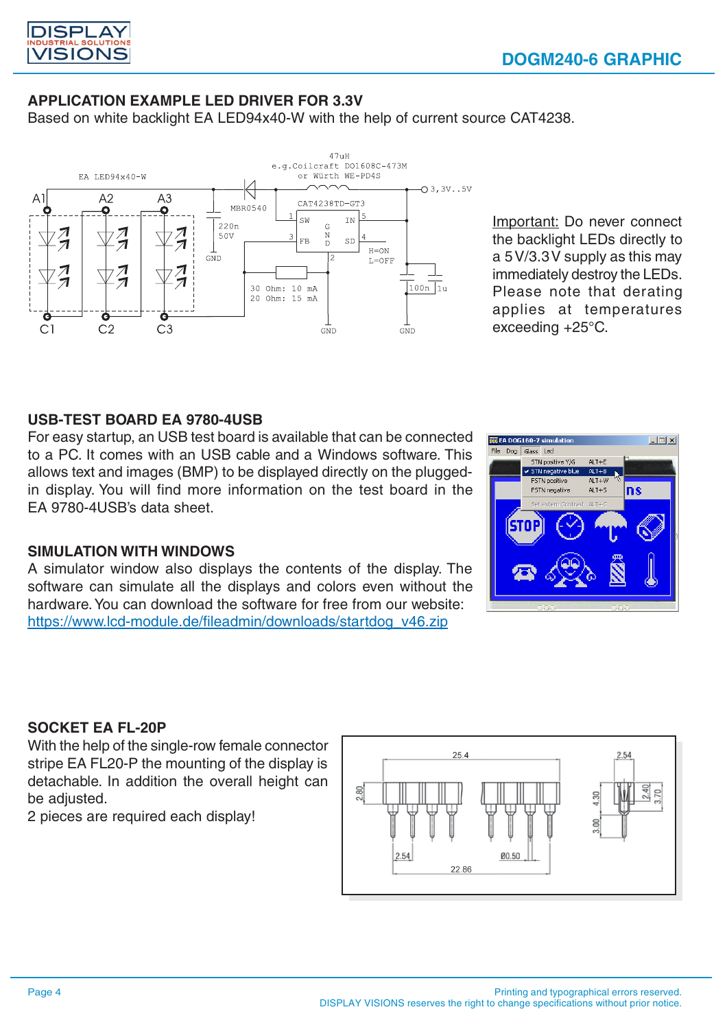## APPLICATION EXAMPLE LED DRIVER FOR 3.3V

Based on white backlight EA LED94x40-W with the help of current source CAT4238.

Important: Do never connect the backlight LEDs directly to a 5V/3.3V supply as this may immediately destroy the LEDs. Please note that derating applies at temperatures exceeding +25°C.

## USB-TEST BOARD EA 9780-4USB

For easy startup, an USB test board is available that can be connected to a PC. It comes with an USB cable and a Windows software. This allows text and images (BMP) to be displayed directly on the plugged-in display. You will find more information on the test board in the EA 9780-4USB's data sheet.

## SIMULATION WITH WINDOWS

A simulator window also displays the contents of the display. The software can simulate all the displays and colors even without the hardware. You can download the software for free from our website: https://www.lcd-module.de/fileadmin/downloads/startdog_v46.zip

## SOCKET EA FL-20P

With the help of the single-row female connector stripe EA FL20-P the mounting of the display is detachable. In addition the overall height can be adjusted.

2 pieces are required each display!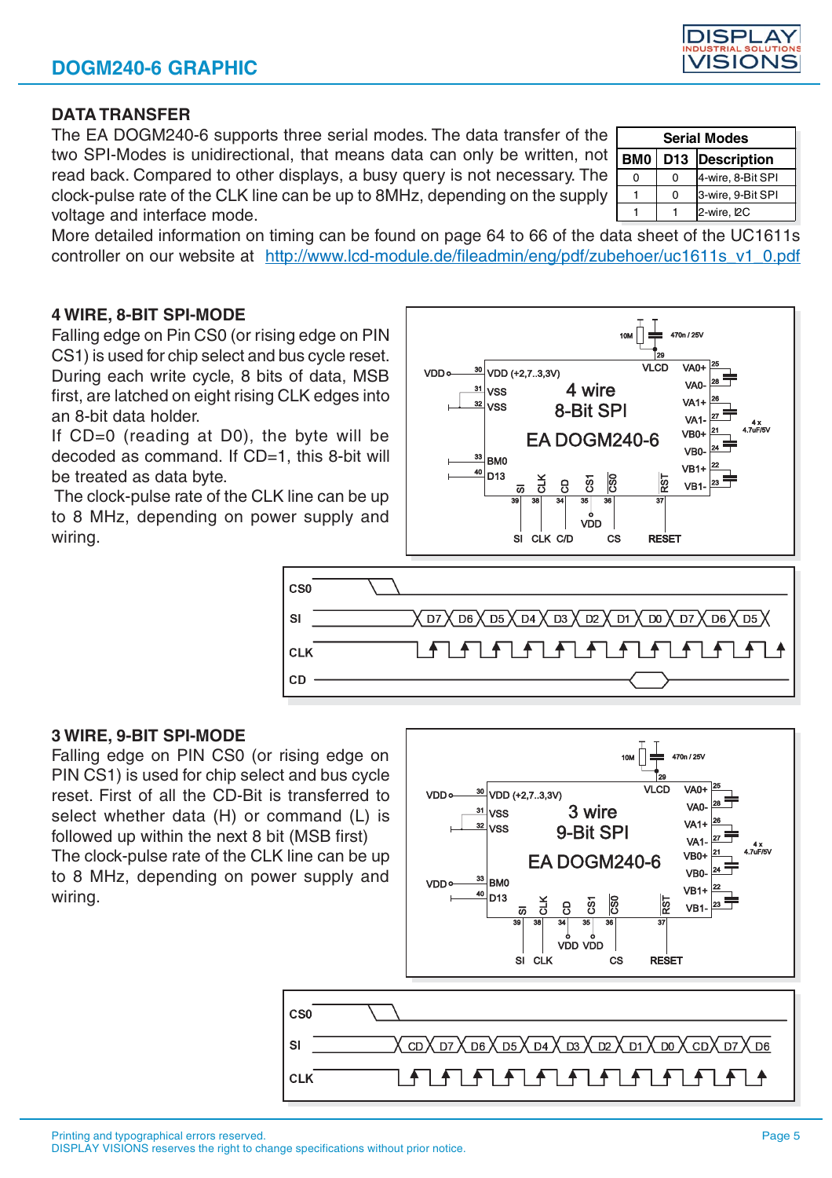## DATA TRANSFER

The EA DOGM240-6 supports three serial modes. The data transfer of the two SPI-Modes is unidirectional, that means data can only be written, not read back. Compared to other displays, a busy query is not necessary. The clock-pulse rate of the CLK line can be up to 8MHz, depending on the supply voltage and interface mode.

| Serial Modes | | |
|---|---|---|
| BM0 | D13 | Description |
| 0 | 0 | 4-wire, 8-Bit SPI |
| 1 | 0 | 3-wire, 9-Bit SPI |
| 1 | 1 | 2-wire, I2C |

More detailed information on timing can be found on page 64 to 66 of the data sheet of the UC1611s controller on our website at http://www.lcd-module.de/fileadmin/eng/pdf/zubehoer/uc1611s_v1_0.pdf

## 4 WIRE, 8-BIT SPI-MODE

Falling edge on Pin CS0 (or rising edge on PIN CS1) is used for chip select and bus cycle reset. During each write cycle, 8 bits of data, MSB first, are latched on eight rising CLK edges into an 8-bit data holder.

If CD=0 (reading at D0), the byte will be decoded as command. If CD=1, this 8-bit will be treated as data byte.

The clock-pulse rate of the CLK line can be up to 8 MHz, depending on power supply and wiring.

## 3 WIRE, 9-BIT SPI-MODE

Falling edge on PIN CS0 (or rising edge on PIN CS1) is used for chip select and bus cycle reset. First of all the CD-Bit is transferred to select whether data (H) or command (L) is followed up within the next 8 bit (MSB first)

The clock-pulse rate of the CLK line can be up to 8 MHz, depending on power supply and wiring.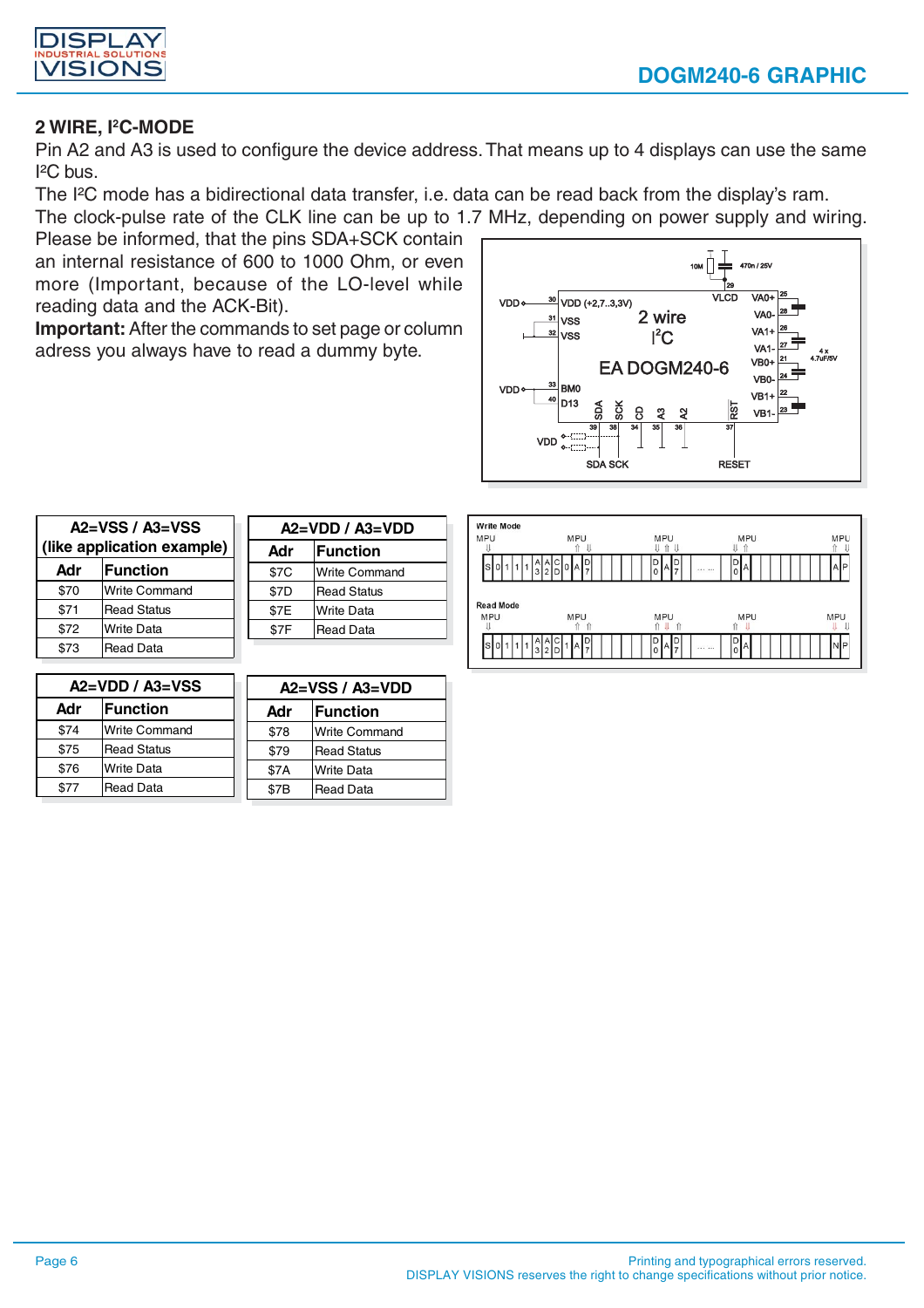## 2 WIRE, I²C-MODE

Pin A2 and A3 is used to configure the device address. That means up to 4 displays can use the same I²C bus.

The I²C mode has a bidirectional data transfer, i.e. data can be read back from the display's ram.

The clock-pulse rate of the CLK line can be up to 1.7 MHz, depending on power supply and wiring.

Please be informed, that the pins SDA+SCK contain an internal resistance of 600 to 1000 Ohm, or even more (Important, because of the LO-level while reading data and the ACK-Bit).

**Important:** After the commands to set page or column adress you always have to read a dummy byte.

| A2=VSS / A3=VSS (like application example) | |
|---|---|
| **Adr** | **Function** |
| $70 | Write Command |
| $71 | Read Status |
| $72 | Write Data |
| $73 | Read Data |

| A2=VDD / A3=VDD | |
|---|---|
| **Adr** | **Function** |
| $7C | Write Command |
| $7D | Read Status |
| $7E | Write Data |
| $7F | Read Data |

| A2=VDD / A3=VSS | |
|---|---|
| **Adr** | **Function** |
| $74 | Write Command |
| $75 | Read Status |
| $76 | Write Data |
| $77 | Read Data |

| A2=VSS / A3=VDD | |
|---|---|
| **Adr** | **Function** |
| $78 | Write Command |
| $79 | Read Status |
| $7A | Write Data |
| $7B | Read Data |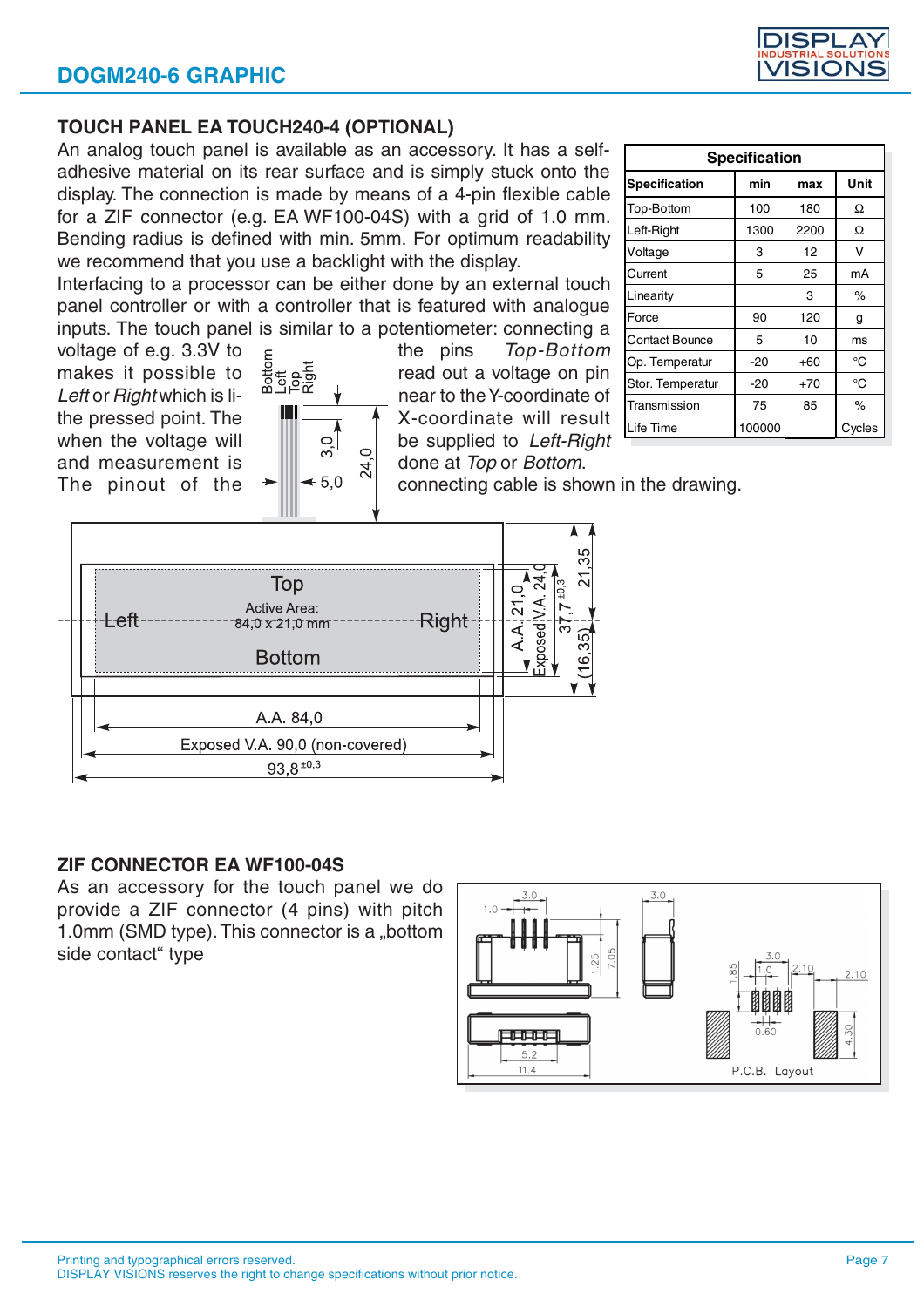## TOUCH PANEL EA TOUCH240-4 (OPTIONAL)

An analog touch panel is available as an accessory. It has a self-adhesive material on its rear surface and is simply stuck onto the display. The connection is made by means of a 4-pin flexible cable for a ZIF connector (e.g. EA WF100-04S) with a grid of 1.0 mm. Bending radius is defined with min. 5mm. For optimum readability we recommend that you use a backlight with the display.

Interfacing to a processor can be either done by an external touch panel controller or with a controller that is featured with analogue inputs. The touch panel is similar to a potentiometer: connecting a voltage of e.g. 3.3V to the pins *Top-Bottom* makes it possible to read out a voltage on pin *Left* or *Right* which is linear near to the Y-coordinate of the pressed point. The X-coordinate will result when the voltage will be supplied to *Left-Right* and measurement is done at *Top* or *Bottom*.

The pinout of the connecting cable is shown in the drawing.

| Specification | min | max | Unit |
|---|---|---|---|
| Top-Bottom | 100 | 180 | Ω |
| Left-Right | 1300 | 2200 | Ω |
| Voltage | 3 | 12 | V |
| Current | 5 | 25 | mA |
| Linearity | | 3 | % |
| Force | 90 | 120 | g |
| Contact Bounce | 5 | 10 | ms |
| Op. Temperatur | -20 | +60 | °C |
| Stor. Temperatur | -20 | +70 | °C |
| Transmission | 75 | 85 | % |
| Life Time | 100000 | | Cycles |

## ZIF CONNECTOR EA WF100-04S

As an accessory for the touch panel we do provide a ZIF connector (4 pins) with pitch 1.0mm (SMD type). This connector is a „bottom side contact" type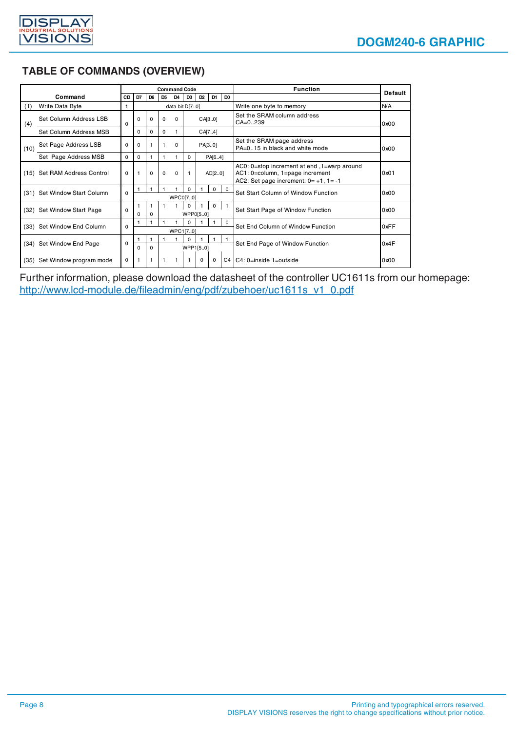## TABLE OF COMMANDS (OVERVIEW)

| Command | | Command Code CD | D7 | D6 | D5 | D4 | D3 | D2 | D1 | D0 | Function | Default |
|---|---|---|---|---|---|---|---|---|---|---|---|---|
| (1) | Write Data Byte | 1 | data bit D[7..0] | | | | | | | | Write one byte to memory | N/A |
| (4) | Set Column Address LSB | 0 | 0 | 0 | 0 | 0 | CA[3..0] | | | | Set the SRAM column address CA=0..239 | 0x00 |
| | Set Column Address MSB | | 0 | 0 | 0 | 1 | CA[7..4] | | | | | |
| (10) | Set Page Address LSB | 0 | 0 | 1 | 1 | 0 | PA[3..0] | | | | Set the SRAM page address PA=0..15 in black and white mode | 0x00 |
| | Set Page Address MSB | 0 | 0 | 1 | 1 | 1 | 0 | PA[6..4] | | | | |
| (15) | Set RAM Address Control | 0 | 1 | 0 | 0 | 0 | 1 | AC[2..0] | | | AC0: 0=stop increment at end ,1=warp around<br>AC1: 0=column, 1=page increment<br>AC2: Set page increment: 0= +1, 1= -1 | 0x01 |
| (31) | Set Window Start Column | 0 | 1 | 1 | 1 | 1 | 0 | 1 | 0 | 0 | Set Start Column of Window Function | 0x00 |
| | | | WPC0[7..0] | | | | | | | | | |
| (32) | Set Window Start Page | 0 | 1 | 1 | 1 | 1 | 0 | 1 | 0 | 1 | Set Start Page of Window Function | 0x00 |
| | | | 0 | 0 | WPP0[5..0] | | | | | | | |
| (33) | Set Window End Column | 0 | 1 | 1 | 1 | 1 | 0 | 1 | 1 | 0 | Set End Column of Window Function | 0xFF |
| | | | WPC1[7..0] | | | | | | | | | |
| (34) | Set Window End Page | 0 | 1 | 1 | 1 | 1 | 0 | 1 | 1 | 1 | Set End Page of Window Function | 0x4F |
| | | | 0 | 0 | WPP1[5..0] | | | | | | | |
| (35) | Set Window program mode | 0 | 1 | 1 | 1 | 1 | 1 | 0 | 0 | C4 | C4: 0=inside 1=outside | 0x00 |

Further information, please download the datasheet of the controller UC1611s from our homepage:
http://www.lcd-module.de/fileadmin/eng/pdf/zubehoer/uc1611s_v1_0.pdf

Printing and typographical errors reserved.
DISPLAY VISIONS reserves the right to change specifications without prior notice.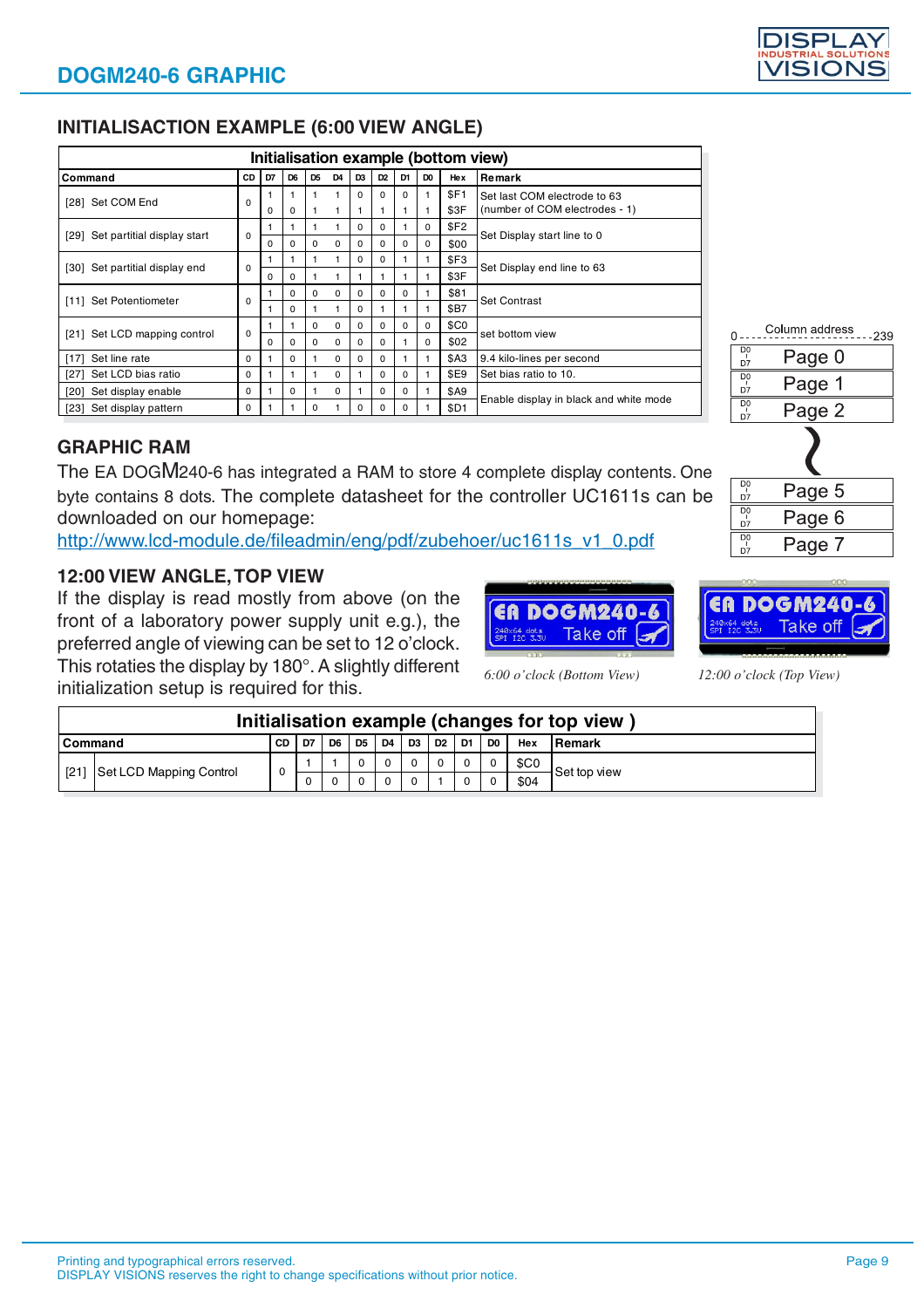## INITIALISACTION EXAMPLE (6:00 VIEW ANGLE)

| Initialisation example (bottom view) | | | | | | | | | | | |
|---|---|---|---|---|---|---|---|---|---|---|---|
| Command | CD | D7 | D6 | D5 | D4 | D3 | D2 | D1 | D0 | Hex | Remark |
| [28] Set COM End | 0 | 1 | 1 | 1 | 1 | 0 | 0 | 0 | 1 | $F1 | Set last COM electrode to 63 (number of COM electrodes - 1) |
| | | 0 | 0 | 1 | 1 | 1 | 1 | 1 | 1 | $3F | |
| [29] Set partitial display start | 0 | 1 | 1 | 1 | 1 | 0 | 0 | 1 | 0 | $F2 | Set Display start line to 0 |
| | | 0 | 0 | 0 | 0 | 0 | 0 | 0 | 0 | $00 | |
| [30] Set partitial display end | 0 | 1 | 1 | 1 | 1 | 0 | 0 | 1 | 1 | $F3 | Set Display end line to 63 |
| | | 0 | 0 | 1 | 1 | 1 | 1 | 1 | 1 | $3F | |
| [11] Set Potentiometer | 0 | 1 | 0 | 0 | 0 | 0 | 0 | 0 | 1 | $81 | Set Contrast |
| | | 1 | 0 | 1 | 1 | 0 | 1 | 1 | 1 | $B7 | |
| [21] Set LCD mapping control | 0 | 1 | 1 | 0 | 0 | 0 | 0 | 0 | 0 | $C0 | set bottom view |
| | | 0 | 0 | 0 | 0 | 0 | 0 | 1 | 0 | $02 | |
| [17] Set line rate | 0 | 1 | 0 | 1 | 0 | 0 | 0 | 1 | 1 | $A3 | 9.4 kilo-lines per second |
| [27] Set LCD bias ratio | 0 | 1 | 1 | 1 | 0 | 1 | 0 | 0 | 1 | $E9 | Set bias ratio to 10. |
| [20] Set display enable | 0 | 1 | 0 | 1 | 0 | 1 | 0 | 0 | 1 | $A9 | Enable display in black and white mode |
| [23] Set display pattern | 0 | 1 | 1 | 0 | 1 | 0 | 0 | 0 | 1 | $D1 | |

Column address 0 ... 239

| | |
|---|---|
| D0 ... D7 | Page 0 |
| D0 ... D7 | Page 1 |
| D0 ... D7 | Page 2 |
| ... | ... |
| D0 ... D7 | Page 5 |
| D0 ... D7 | Page 6 |
| D0 ... D7 | Page 7 |

## GRAPHIC RAM

The EA DOGM240-6 has integrated a RAM to store 4 complete display contents. One byte contains 8 dots. The complete datasheet for the controller UC1611s can be downloaded on our homepage:
http://www.lcd-module.de/fileadmin/eng/pdf/zubehoer/uc1611s_v1_0.pdf

## 12:00 VIEW ANGLE, TOP VIEW

If the display is read mostly from above (on the front of a laboratory power supply unit e.g.), the preferred angle of viewing can be set to 12 o'clock. This rotaties the display by 180°. A slightly different initialization setup is required for this.

*6:00 o'clock (Bottom View)*

*12:00 o'clock (Top View)*

| Initialisation example (changes for top view ) | | | | | | | | | | | |
|---|---|---|---|---|---|---|---|---|---|---|---|
| Command | CD | D7 | D6 | D5 | D4 | D3 | D2 | D1 | D0 | Hex | Remark |
| [21] Set LCD Mapping Control | 0 | 1 | 1 | 0 | 0 | 0 | 0 | 0 | 0 | $C0 | Set top view |
| | | 0 | 0 | 0 | 0 | 0 | 1 | 0 | 0 | $04 | |

Printing and typographical errors reserved.
DISPLAY VISIONS reserves the right to change specifications without prior notice.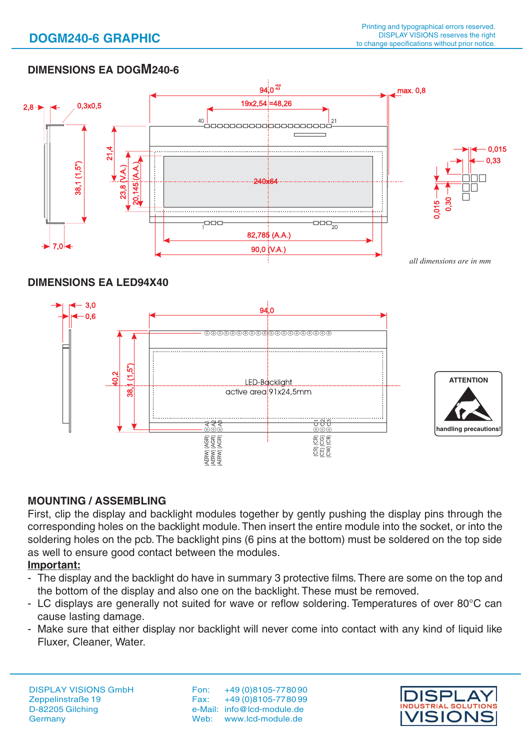## DIMENSIONS EA DOGM240-6

94,0 +0,0/-0,2

19x2,54 =48,26

max. 0,8

2,8

0,3x0,5

40

21

21,4

38,1 (1,5")

23,8 (V.A.)

20,145 (A.A.)

240x64

0,015

0,33

0,015

0,30

1

20

82,785 (A.A.)

90,0 (V.A.)

7,0

*all dimensions are in mm*

## DIMENSIONS EA LED94X40

3,0

0,6

94,0

40,2

38,1 (1,5")

LED-Backlight
active area 91x24,5mm

A1 A2 A3

(AERW) (AGR)
(AERW) (AGR)
(AERW) (AGR)

C1 C2 C3

(CR) (CR)
(CE) (CG)
(CW) (CB)

ATTENTION

handling precautions!

## MOUNTING / ASSEMBLING

First, clip the display and backlight modules together by gently pushing the display pins through the corresponding holes on the backlight module. Then insert the entire module into the socket, or into the soldering holes on the pcb. The backlight pins (6 pins at the bottom) must be soldered on the top side as well to ensure good contact between the modules.

**Important:**

- The display and the backlight do have in summary 3 protective films. There are some on the top and the bottom of the display and also one on the backlight. These must be removed.
- LC displays are generally not suited for wave or reflow soldering. Temperatures of over 80°C can cause lasting damage.
- Make sure that either display nor backlight will never come into contact with any kind of liquid like Fluxer, Cleaner, Water.

DISPLAY VISIONS GmbH
Zeppelinstraße 19
D-82205 Gilching
Germany

Fon: +49 (0)8105-778090
Fax: +49 (0)8105-778099
e-Mail: info@lcd-module.de
Web: www.lcd-module.de

DISPLAY INDUSTRIAL SOLUTIONS VISIONS